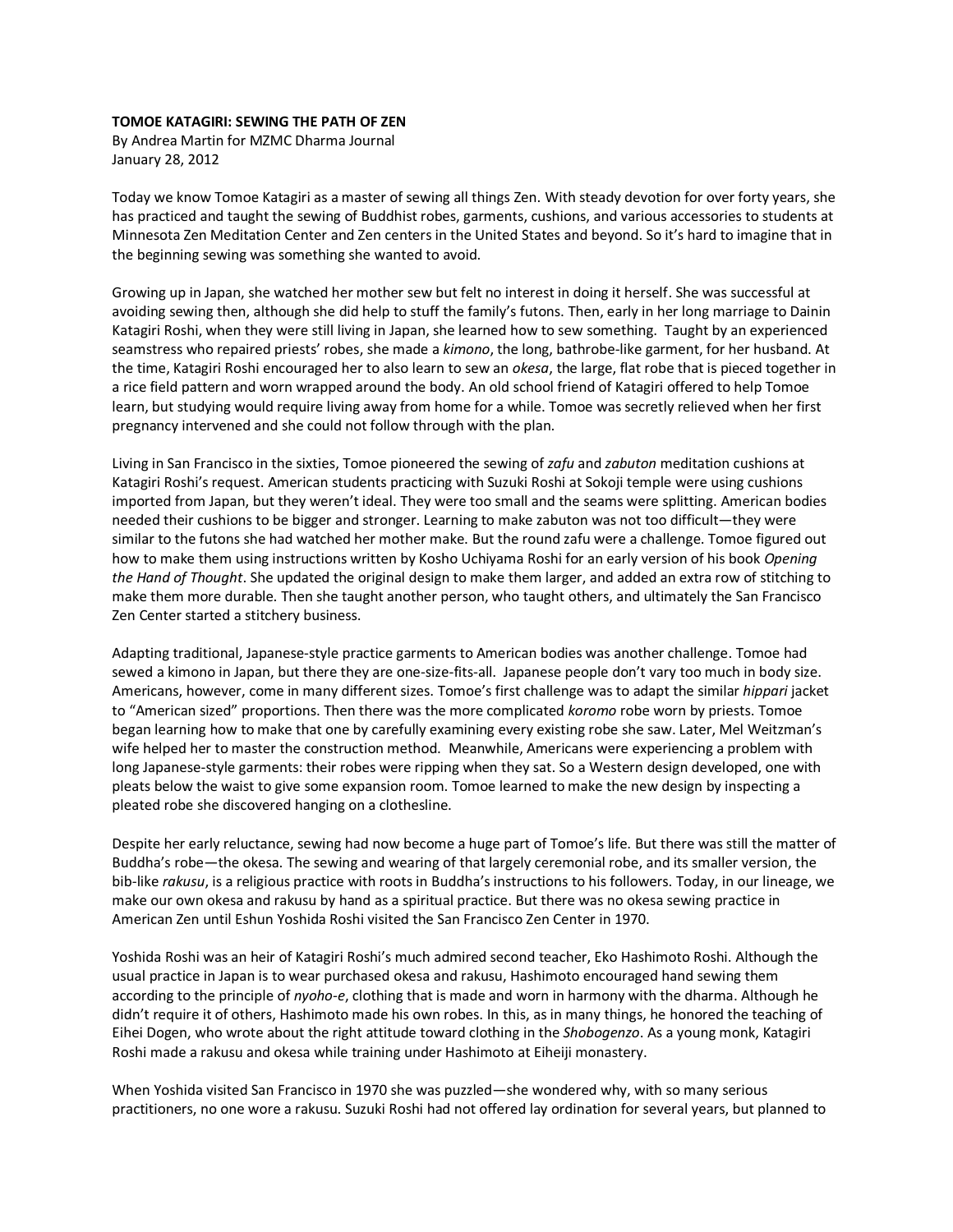**TOMOE KATAGIRI: SEWING THE PATH OF ZEN**
By Andrea Martin for MZMC Dharma Journal
January 28, 2012

Today we know Tomoe Katagiri as a master of sewing all things Zen. With steady devotion for over forty years, she has practiced and taught the sewing of Buddhist robes, garments, cushions, and various accessories to students at Minnesota Zen Meditation Center and Zen centers in the United States and beyond. So it's hard to imagine that in the beginning sewing was something she wanted to avoid.

Growing up in Japan, she watched her mother sew but felt no interest in doing it herself. She was successful at avoiding sewing then, although she did help to stuff the family's futons. Then, early in her long marriage to Dainin Katagiri Roshi, when they were still living in Japan, she learned how to sew something. Taught by an experienced seamstress who repaired priests' robes, she made a *kimono*, the long, bathrobe-like garment, for her husband. At the time, Katagiri Roshi encouraged her to also learn to sew an *okesa*, the large, flat robe that is pieced together in a rice field pattern and worn wrapped around the body. An old school friend of Katagiri offered to help Tomoe learn, but studying would require living away from home for a while. Tomoe was secretly relieved when her first pregnancy intervened and she could not follow through with the plan.

Living in San Francisco in the sixties, Tomoe pioneered the sewing of *zafu* and *zabuton* meditation cushions at Katagiri Roshi's request. American students practicing with Suzuki Roshi at Sokoji temple were using cushions imported from Japan, but they weren't ideal. They were too small and the seams were splitting. American bodies needed their cushions to be bigger and stronger. Learning to make zabuton was not too difficult—they were similar to the futons she had watched her mother make. But the round zafu were a challenge. Tomoe figured out how to make them using instructions written by Kosho Uchiyama Roshi for an early version of his book *Opening the Hand of Thought*. She updated the original design to make them larger, and added an extra row of stitching to make them more durable. Then she taught another person, who taught others, and ultimately the San Francisco Zen Center started a stitchery business.

Adapting traditional, Japanese-style practice garments to American bodies was another challenge. Tomoe had sewed a kimono in Japan, but there they are one-size-fits-all. Japanese people don't vary too much in body size. Americans, however, come in many different sizes. Tomoe's first challenge was to adapt the similar *hippari* jacket to "American sized" proportions. Then there was the more complicated *koromo* robe worn by priests. Tomoe began learning how to make that one by carefully examining every existing robe she saw. Later, Mel Weitzman's wife helped her to master the construction method. Meanwhile, Americans were experiencing a problem with long Japanese-style garments: their robes were ripping when they sat. So a Western design developed, one with pleats below the waist to give some expansion room. Tomoe learned to make the new design by inspecting a pleated robe she discovered hanging on a clothesline.

Despite her early reluctance, sewing had now become a huge part of Tomoe's life. But there was still the matter of Buddha's robe—the okesa. The sewing and wearing of that largely ceremonial robe, and its smaller version, the bib-like *rakusu*, is a religious practice with roots in Buddha's instructions to his followers. Today, in our lineage, we make our own okesa and rakusu by hand as a spiritual practice. But there was no okesa sewing practice in American Zen until Eshun Yoshida Roshi visited the San Francisco Zen Center in 1970.

Yoshida Roshi was an heir of Katagiri Roshi's much admired second teacher, Eko Hashimoto Roshi. Although the usual practice in Japan is to wear purchased okesa and rakusu, Hashimoto encouraged hand sewing them according to the principle of *nyoho-e*, clothing that is made and worn in harmony with the dharma. Although he didn't require it of others, Hashimoto made his own robes. In this, as in many things, he honored the teaching of Eihei Dogen, who wrote about the right attitude toward clothing in the *Shobogenzo*. As a young monk, Katagiri Roshi made a rakusu and okesa while training under Hashimoto at Eiheiji monastery.

When Yoshida visited San Francisco in 1970 she was puzzled—she wondered why, with so many serious practitioners, no one wore a rakusu. Suzuki Roshi had not offered lay ordination for several years, but planned to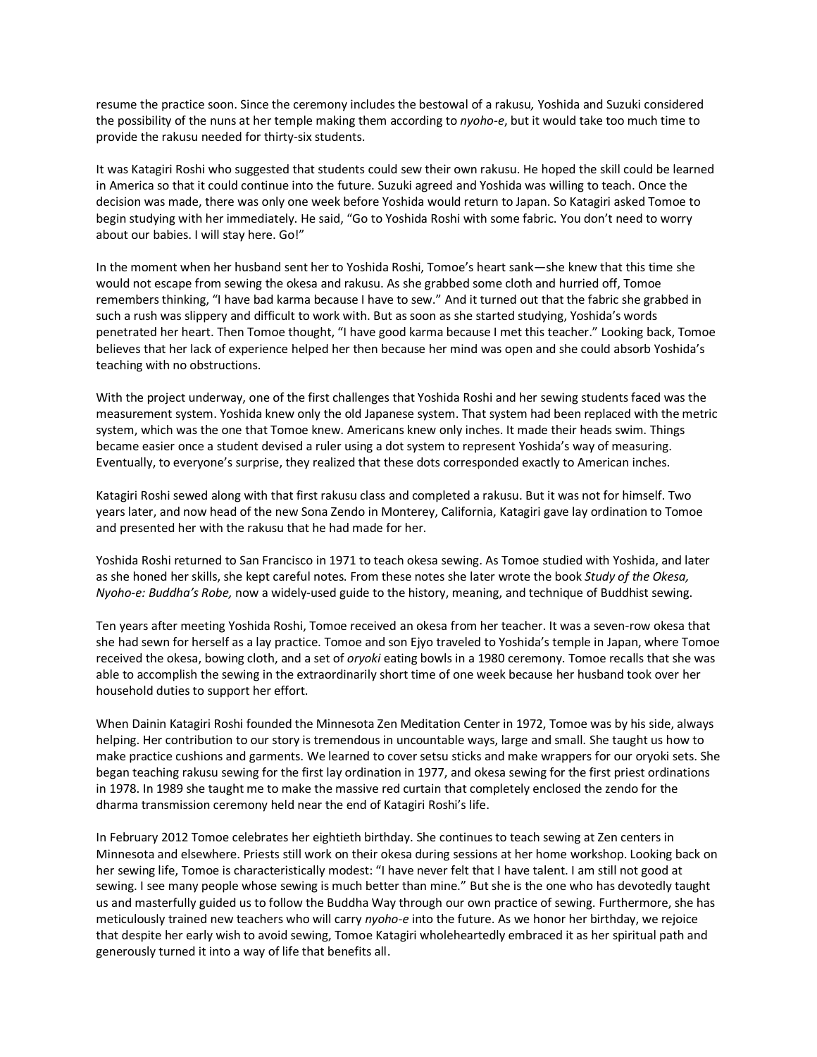resume the practice soon. Since the ceremony includes the bestowal of a rakusu, Yoshida and Suzuki considered the possibility of the nuns at her temple making them according to *nyoho-e*, but it would take too much time to provide the rakusu needed for thirty-six students.

It was Katagiri Roshi who suggested that students could sew their own rakusu. He hoped the skill could be learned in America so that it could continue into the future. Suzuki agreed and Yoshida was willing to teach. Once the decision was made, there was only one week before Yoshida would return to Japan. So Katagiri asked Tomoe to begin studying with her immediately. He said, "Go to Yoshida Roshi with some fabric. You don't need to worry about our babies. I will stay here. Go!"

In the moment when her husband sent her to Yoshida Roshi, Tomoe's heart sank—she knew that this time she would not escape from sewing the okesa and rakusu. As she grabbed some cloth and hurried off, Tomoe remembers thinking, "I have bad karma because I have to sew." And it turned out that the fabric she grabbed in such a rush was slippery and difficult to work with. But as soon as she started studying, Yoshida's words penetrated her heart. Then Tomoe thought, "I have good karma because I met this teacher." Looking back, Tomoe believes that her lack of experience helped her then because her mind was open and she could absorb Yoshida's teaching with no obstructions.

With the project underway, one of the first challenges that Yoshida Roshi and her sewing students faced was the measurement system. Yoshida knew only the old Japanese system. That system had been replaced with the metric system, which was the one that Tomoe knew. Americans knew only inches. It made their heads swim. Things became easier once a student devised a ruler using a dot system to represent Yoshida's way of measuring. Eventually, to everyone's surprise, they realized that these dots corresponded exactly to American inches.

Katagiri Roshi sewed along with that first rakusu class and completed a rakusu. But it was not for himself. Two years later, and now head of the new Sona Zendo in Monterey, California, Katagiri gave lay ordination to Tomoe and presented her with the rakusu that he had made for her.

Yoshida Roshi returned to San Francisco in 1971 to teach okesa sewing. As Tomoe studied with Yoshida, and later as she honed her skills, she kept careful notes. From these notes she later wrote the book *Study of the Okesa, Nyoho-e: Buddha's Robe,* now a widely-used guide to the history, meaning, and technique of Buddhist sewing.

Ten years after meeting Yoshida Roshi, Tomoe received an okesa from her teacher. It was a seven-row okesa that she had sewn for herself as a lay practice. Tomoe and son Ejyo traveled to Yoshida's temple in Japan, where Tomoe received the okesa, bowing cloth, and a set of *oryoki* eating bowls in a 1980 ceremony. Tomoe recalls that she was able to accomplish the sewing in the extraordinarily short time of one week because her husband took over her household duties to support her effort.

When Dainin Katagiri Roshi founded the Minnesota Zen Meditation Center in 1972, Tomoe was by his side, always helping. Her contribution to our story is tremendous in uncountable ways, large and small. She taught us how to make practice cushions and garments. We learned to cover setsu sticks and make wrappers for our oryoki sets. She began teaching rakusu sewing for the first lay ordination in 1977, and okesa sewing for the first priest ordinations in 1978. In 1989 she taught me to make the massive red curtain that completely enclosed the zendo for the dharma transmission ceremony held near the end of Katagiri Roshi's life.

In February 2012 Tomoe celebrates her eightieth birthday. She continues to teach sewing at Zen centers in Minnesota and elsewhere. Priests still work on their okesa during sessions at her home workshop. Looking back on her sewing life, Tomoe is characteristically modest: "I have never felt that I have talent. I am still not good at sewing. I see many people whose sewing is much better than mine." But she is the one who has devotedly taught us and masterfully guided us to follow the Buddha Way through our own practice of sewing. Furthermore, she has meticulously trained new teachers who will carry *nyoho-e* into the future. As we honor her birthday, we rejoice that despite her early wish to avoid sewing, Tomoe Katagiri wholeheartedly embraced it as her spiritual path and generously turned it into a way of life that benefits all.